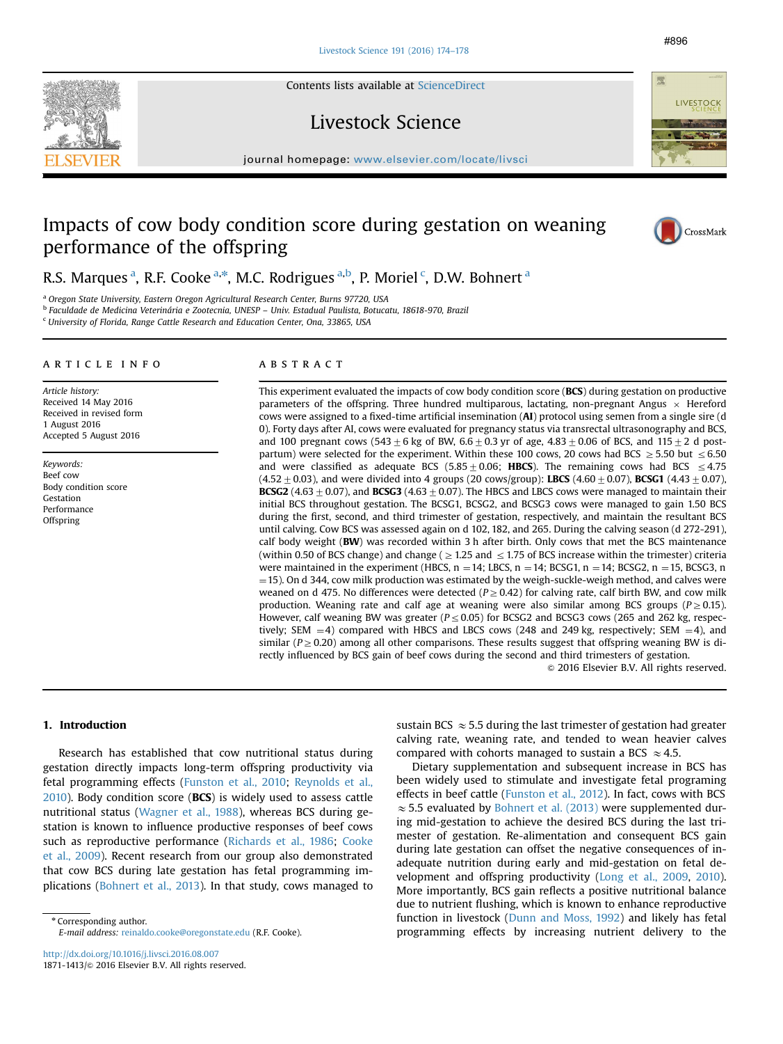# Impacts of cow body condition score during gestation on weaning performance of the offspring

R.S. Marques [a], R.F. Cooke [a,*], M.C. Rodrigues [a,b], P. Moriel [c], D.W. Bohnert [a]

[a] Oregon State University, Eastern Oregon Agricultural Research Center, Burns 97720, USA
[b] Faculdade de Medicina Veterinária e Zootecnia, UNESP – Univ. Estadual Paulista, Botucatu, 18618-970, Brazil
[c] University of Florida, Range Cattle Research and Education Center, Ona, 33865, USA

**ARTICLE INFO**

*Article history:*
Received 14 May 2016
Received in revised form
1 August 2016
Accepted 5 August 2016

*Keywords:*
Beef cow
Body condition score
Gestation
Performance
Offspring

**ABSTRACT**

This experiment evaluated the impacts of cow body condition score (**BCS**) during gestation on productive parameters of the offspring. Three hundred multiparous, lactating, non-pregnant Angus × Hereford cows were assigned to a fixed-time artificial insemination (**AI**) protocol using semen from a single sire (d 0). Forty days after AI, cows were evaluated for pregnancy status via transrectal ultrasonography and BCS, and 100 pregnant cows ($543 \pm 6$ kg of BW, $6.6 \pm 0.3$ yr of age, $4.83 \pm 0.06$ of BCS, and $115 \pm 2$ d postpartum) were selected for the experiment. Within these 100 cows, 20 cows had BCS $\geq 5.50$ but $\leq 6.50$ and were classified as adequate BCS ($5.85 \pm 0.06$; **HBCS**). The remaining cows had BCS $\leq 4.75$ ($4.52 \pm 0.03$), and were divided into 4 groups (20 cows/group): **LBCS** ($4.60 \pm 0.07$), **BCSG1** ($4.43 \pm 0.07$), **BCSG2** ($4.63 \pm 0.07$), and **BCSG3** ($4.63 \pm 0.07$). The HBCS and LBCS cows were managed to maintain their initial BCS throughout gestation. The BCSG1, BCSG2, and BCSG3 cows were managed to gain 1.50 BCS during the first, second, and third trimester of gestation, respectively, and maintain the resultant BCS until calving. Cow BCS was assessed again on d 102, 182, and 265. During the calving season (d 272-291), calf body weight (**BW**) was recorded within 3 h after birth. Only cows that met the BCS maintenance (within 0.50 of BCS change) and change ($\geq 1.25$ and $\leq 1.75$ of BCS increase within the trimester) criteria were maintained in the experiment (HBCS, n = 14; LBCS, n = 14; BCSG1, n = 14; BCSG2, n = 15, BCSG3, n = 15). On d 344, cow milk production was estimated by the weigh-suckle-weigh method, and calves were weaned on d 475. No differences were detected ($P \geq 0.42$) for calving rate, calf birth BW, and cow milk production. Weaning rate and calf age at weaning were also similar among BCS groups ($P \geq 0.15$). However, calf weaning BW was greater ($P \leq 0.05$) for BCSG2 and BCSG3 cows (265 and 262 kg, respectively; SEM = 4) compared with HBCS and LBCS cows (248 and 249 kg, respectively; SEM = 4), and similar ($P \geq 0.20$) among all other comparisons. These results suggest that offspring weaning BW is directly influenced by BCS gain of beef cows during the second and third trimesters of gestation.

© 2016 Elsevier B.V. All rights reserved.

## 1. Introduction

Research has established that cow nutritional status during gestation directly impacts long-term offspring productivity via fetal programming effects (Funston et al., 2010; Reynolds et al., 2010). Body condition score (**BCS**) is widely used to assess cattle nutritional status (Wagner et al., 1988), whereas BCS during gestation is known to influence productive responses of beef cows such as reproductive performance (Richards et al., 1986; Cooke et al., 2009). Recent research from our group also demonstrated that cow BCS during late gestation has fetal programming implications (Bohnert et al., 2013). In that study, cows managed to sustain BCS $\approx 5.5$ during the last trimester of gestation had greater calving rate, weaning rate, and tended to wean heavier calves compared with cohorts managed to sustain a BCS $\approx 4.5$.

Dietary supplementation and subsequent increase in BCS has been widely used to stimulate and investigate fetal programing effects in beef cattle (Funston et al., 2012). In fact, cows with BCS $\approx 5.5$ evaluated by Bohnert et al. (2013) were supplemented during mid-gestation to achieve the desired BCS during the last trimester of gestation. Re-alimentation and consequent BCS gain during late gestation can offset the negative consequences of inadequate nutrition during early and mid-gestation on fetal development and offspring productivity (Long et al., 2009, 2010). More importantly, BCS gain reflects a positive nutritional balance due to nutrient flushing, which is known to enhance reproductive function in livestock (Dunn and Moss, 1992) and likely has fetal programming effects by increasing nutrient delivery to the

* Corresponding author.
*E-mail address:* reinaldo.cooke@oregonstate.edu (R.F. Cooke).

http://dx.doi.org/10.1016/j.livsci.2016.08.007
1871-1413/© 2016 Elsevier B.V. All rights reserved.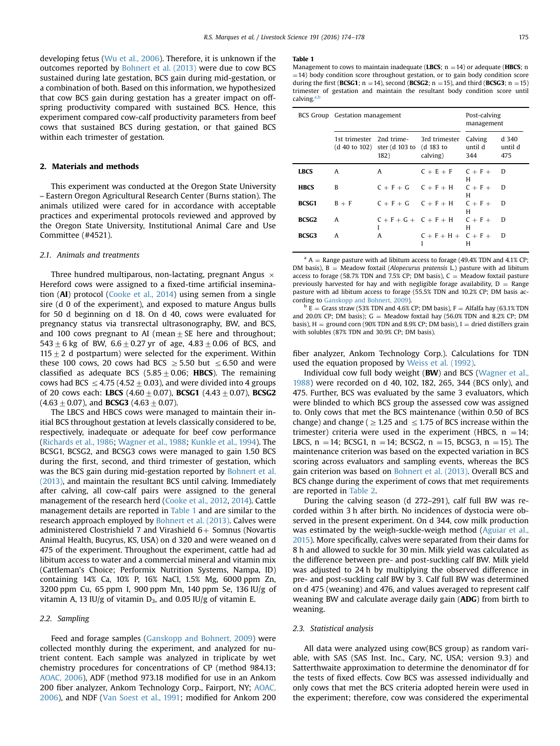developing fetus (Wu et al., 2006). Therefore, it is unknown if the outcomes reported by Bohnert et al. (2013) were due to cow BCS sustained during late gestation, BCS gain during mid-gestation, or a combination of both. Based on this information, we hypothesized that cow BCS gain during gestation has a greater impact on offspring productivity compared with sustained BCS. Hence, this experiment compared cow-calf productivity parameters from beef cows that sustained BCS during gestation, or that gained BCS within each trimester of gestation.

## 2. Materials and methods

This experiment was conducted at the Oregon State University – Eastern Oregon Agricultural Research Center (Burns station). The animals utilized were cared for in accordance with acceptable practices and experimental protocols reviewed and approved by the Oregon State University, Institutional Animal Care and Use Committee (#4521).

### 2.1. Animals and treatments

Three hundred multiparous, non-lactating, pregnant Angus × Hereford cows were assigned to a fixed-time artificial insemination (**AI**) protocol (Cooke et al., 2014) using semen from a single sire (d 0 of the experiment), and exposed to mature Angus bulls for 50 d beginning on d 18. On d 40, cows were evaluated for pregnancy status via transrectal ultrasonography, BW, and BCS, and 100 cows pregnant to AI (mean ± SE here and throughout; 543 ± 6 kg of BW, 6.6 ± 0.27 yr of age, 4.83 ± 0.06 of BCS, and 115 ± 2 d postpartum) were selected for the experiment. Within these 100 cows, 20 cows had BCS ≥ 5.50 but ≤ 6.50 and were classified as adequate BCS (5.85 ± 0.06; **HBCS**). The remaining cows had BCS ≤ 4.75 (4.52 ± 0.03), and were divided into 4 groups of 20 cows each: **LBCS** (4.60 ± 0.07), **BCSG1** (4.43 ± 0.07), **BCSG2** (4.63 ± 0.07), and **BCSG3** (4.63 ± 0.07).

The LBCS and HBCS cows were managed to maintain their initial BCS throughout gestation at levels classically considered to be, respectively, inadequate or adequate for beef cow performance (Richards et al., 1986; Wagner et al., 1988; Kunkle et al., 1994). The BCSG1, BCSG2, and BCSG3 cows were managed to gain 1.50 BCS during the first, second, and third trimester of gestation, which was the BCS gain during mid-gestation reported by Bohnert et al. (2013), and maintain the resultant BCS until calving. Immediately after calving, all cow-calf pairs were assigned to the general management of the research herd (Cooke et al., 2012, 2014). Cattle management details are reported in Table 1 and are similar to the research approach employed by Bohnert et al. (2013). Calves were administered Clostrishield 7 and Virashield 6+ Somnus (Novartis Animal Health, Bucyrus, KS, USA) on d 320 and were weaned on d 475 of the experiment. Throughout the experiment, cattle had ad libitum access to water and a commercial mineral and vitamin mix (Cattleman's Choice; Performix Nutrition Systems, Nampa, ID) containing 14% Ca, 10% P, 16% NaCl, 1.5% Mg, 6000 ppm Zn, 3200 ppm Cu, 65 ppm I, 900 ppm Mn, 140 ppm Se, 136 IU/g of vitamin A, 13 IU/g of vitamin $D_3$, and 0.05 IU/g of vitamin E.

### 2.2. Sampling

Feed and forage samples (Ganskopp and Bohnert, 2009) were collected monthly during the experiment, and analyzed for nutrient content. Each sample was analyzed in triplicate by wet chemistry procedures for concentrations of CP (method 984.13; AOAC, 2006), ADF (method 973.18 modified for use in an Ankom 200 fiber analyzer, Ankom Technology Corp., Fairport, NY; AOAC, 2006), and NDF (Van Soest et al., 1991; modified for Ankom 200 fiber analyzer, Ankom Technology Corp.). Calculations for TDN used the equation proposed by Weiss et al. (1992).

Individual cow full body weight (**BW**) and BCS (Wagner et al., 1988) were recorded on d 40, 102, 182, 265, 344 (BCS only), and 475. Further, BCS was evaluated by the same 3 evaluators, which were blinded to which BCS group the assessed cow was assigned to. Only cows that met the BCS maintenance (within 0.50 of BCS change) and change (≥ 1.25 and ≤ 1.75 of BCS increase within the trimester) criteria were used in the experiment (HBCS, n = 14; LBCS, n = 14; BCSG1, n = 14; BCSG2, n = 15, BCSG3, n = 15). The maintenance criterion was based on the expected variation in BCS scoring across evaluators and sampling events, whereas the BCS gain criterion was based on Bohnert et al. (2013). Overall BCS and BCS change during the experiment of cows that met requirements are reported in Table 2.

During the calving season (d 272–291), calf full BW was recorded within 3 h after birth. No incidences of dystocia were observed in the present experiment. On d 344, cow milk production was estimated by the weigh-suckle-weigh method (Aguiar et al., 2015). More specifically, calves were separated from their dams for 8 h and allowed to suckle for 30 min. Milk yield was calculated as the difference between pre- and post-suckling calf BW. Milk yield was adjusted to 24 h by multiplying the observed difference in pre- and post-suckling calf BW by 3. Calf full BW was determined on d 475 (weaning) and 476, and values averaged to represent calf weaning BW and calculate average daily gain (**ADG**) from birth to weaning.

### 2.3. Statistical analysis

All data were analyzed using cow(BCS group) as random variable, with SAS (SAS Inst. Inc., Cary, NC, USA; version 9.3) and Satterthwaite approximation to determine the denominator df for the tests of fixed effects. Cow BCS was assessed individually and only cows that met the BCS criteria adopted herein were used in the experiment; therefore, cow was considered the experimental

**Table 1**
Management to cows to maintain inadequate (**LBCS**; n = 14) or adequate (**HBCS**; n = 14) body condition score throughout gestation, or to gain body condition score during the first (**BCSG1**; n = 14), second (**BCSG2**; n = 15), and third (**BCSG3**; n = 15) trimester of gestation and maintain the resultant body condition score until calving.[a,b]

| BCS Group | Gestation management | | | Post-calving management | |
|---|---|---|---|---|---|
| | 1st trimester (d 40 to 102) | 2nd trimester (d 103 to 182) | 3rd trimester (d 183 to calving) | Calving until d 344 | d 340 until d 475 |
| **LBCS** | A | A | C + E + F | C + F + H | D |
| **HBCS** | B | C + F + G | C + F + H | C + F + H | D |
| **BCSG1** | B + F | C + F + G | C + F + H | C + F + H | D |
| **BCSG2** | A | C + F + G + I | C + F + H | C + F + H | D |
| **BCSG3** | A | A | C + F + H + I | C + F + H | D |

[a] A = Range pasture with ad libitum access to forage (49.4% TDN and 4.1% CP; DM basis), B = Meadow foxtail (*Alopecurus pratensis* L.) pasture with ad libitum access to forage (58.7% TDN and 7.5% CP; DM basis), C = Meadow foxtail pasture previously harvested for hay and with negligible forage availability, D = Range pasture with ad libitum access to forage (55.5% TDN and 10.2% CP; DM basis according to Ganskopp and Bohnert, 2009).

[b] E = Grass straw (53% TDN and 4.6% CP; DM basis), F = Alfalfa hay (63.1% TDN and 20.0% CP; DM basis); G = Meadow foxtail hay (56.0% TDN and 8.2% CP; DM basis), H = ground corn (90% TDN and 8.9% CP; DM basis), I = dried distillers grain with solubles (87% TDN and 30.9% CP; DM basis).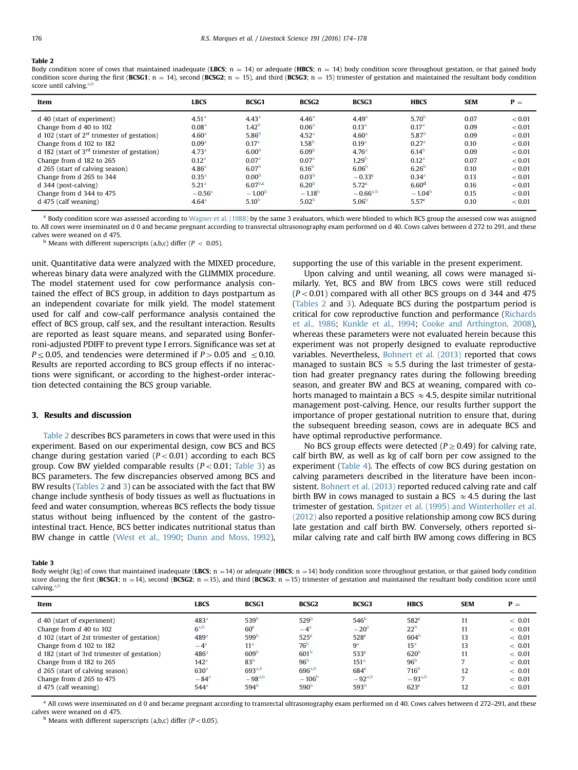**Table 2**
Body condition score of cows that maintained inadequate (**LBCS**; n = 14) or adequate (**HBCS**; n = 14) body condition score throughout gestation, or that gained body condition score during the first (**BCSG1**; n = 14), second (**BCSG2**; n = 15), and third (**BCSG3**; n = 15) trimester of gestation and maintained the resultant body condition score until calving.[a,b]

| Item | LBCS | BCSG1 | BCSG2 | BCSG3 | HBCS | SEM | P = |
|---|---|---|---|---|---|---|---|
| d 40 (start of experiment) | 4.51[a] | 4.43[a] | 4.46[a] | 4.49[a] | 5.70[b] | 0.07 | < 0.01 |
| Change from d 40 to 102 | 0.08[a] | 1.42[b] | 0.06[a] | 0.13[a] | 0.17[a] | 0.09 | < 0.01 |
| d 102 (start of 2[st] trimester of gestation) | 4.60[a] | 5.86[b] | 4.52[a] | 4.60[a] | 5.87[b] | 0.09 | < 0.01 |
| Change from d 102 to 182 | 0.09[a] | 0.17[a] | 1.58[b] | 0.19[a] | 0.27[a] | 0.10 | < 0.01 |
| d 182 (start of 3[rd] trimester of gestation) | 4.73[a] | 6.00[b] | 6.09[b] | 4.76[a] | 6.14[b] | 0.09 | < 0.01 |
| Change from d 182 to 265 | 0.12[a] | 0.07[a] | 0.07[a] | 1.29[b] | 0.12[a] | 0.07 | < 0.01 |
| d 265 (start of calving season) | 4.86[a] | 6.07[b] | 6.16[b] | 6.06[b] | 6.26[b] | 0.10 | < 0.01 |
| Change from d 265 to 344 | 0.35[a] | 0.00[b] | 0.03[b] | −0.33[c] | 0.34[a] | 0.13 | < 0.01 |
| d 344 (post-calving) | 5.21[a] | 6.07[b,c] | 6.20[b] | 5.72[c] | 6.60[d] | 0.16 | < 0.01 |
| Change from d 344 to 475 | −0.56[a] | −1.00[b] | −1.18[b] | −0.66[a,b] | −1.04[b] | 0.15 | < 0.01 |
| d 475 (calf weaning) | 4.64[a] | 5.10[b] | 5.02[b] | 5.06[b] | 5.57[c] | 0.10 | < 0.01 |

[a] Body condition score was assessed according to Wagner et al. (1988) by the same 3 evaluators, which were blinded to which BCS group the assessed cow was assigned to. All cows were inseminated on d 0 and became pregnant according to transrectal ultrasonography exam performed on d 40. Cows calves between d 272 to 291, and these calves were weaned on d 475.

[b] Means with different superscripts (a,b,c) differ ($P < 0.05$).

unit. Quantitative data were analyzed with the MIXED procedure, whereas binary data were analyzed with the GLIMMIX procedure. The model statement used for cow performance analysis contained the effect of BCS group, in addition to days postpartum as an independent covariate for milk yield. The model statement used for calf and cow-calf performance analysis contained the effect of BCS group, calf sex, and the resultant interaction. Results are reported as least square means, and separated using Bonferroni-adjusted PDIFF to prevent type I errors. Significance was set at $P \leq 0.05$, and tendencies were determined if $P > 0.05$ and $\leq 0.10$. Results are reported according to BCS group effects if no interactions were significant, or according to the highest-order interaction detected containing the BCS group variable.

## 3. Results and discussion

Table 2 describes BCS parameters in cows that were used in this experiment. Based on our experimental design, cow BCS and BCS change during gestation varied ($P < 0.01$) according to each BCS group. Cow BW yielded comparable results ($P < 0.01$; Table 3) as BCS parameters. The few discrepancies observed among BCS and BW results (Tables 2 and 3) can be associated with the fact that BW change include synthesis of body tissues as well as fluctuations in feed and water consumption, whereas BCS reflects the body tissue status without being influenced by the content of the gastrointestinal tract. Hence, BCS better indicates nutritional status than BW change in cattle (West et al., 1990; Dunn and Moss, 1992), supporting the use of this variable in the present experiment.

Upon calving and until weaning, all cows were managed similarly. Yet, BCS and BW from LBCS cows were still reduced ($P < 0.01$) compared with all other BCS groups on d 344 and 475 (Tables 2 and 3). Adequate BCS during the postpartum period is critical for cow reproductive function and performance (Richards et al., 1986; Kunkle et al., 1994; Cooke and Arthington, 2008), whereas these parameters were not evaluated herein because this experiment was not properly designed to evaluate reproductive variables. Nevertheless, Bohnert et al. (2013) reported that cows managed to sustain BCS ≈ 5.5 during the last trimester of gestation had greater pregnancy rates during the following breeding season, and greater BW and BCS at weaning, compared with cohorts managed to maintain a BCS ≈ 4.5, despite similar nutritional management post-calving. Hence, our results further support the importance of proper gestational nutrition to ensure that, during the subsequent breeding season, cows are in adequate BCS and have optimal reproductive performance.

No BCS group effects were detected ($P \geq 0.49$) for calving rate, calf birth BW, as well as kg of calf born per cow assigned to the experiment (Table 4). The effects of cow BCS during gestation on calving parameters described in the literature have been inconsistent. Bohnert et al. (2013) reported reduced calving rate and calf birth BW in cows managed to sustain a BCS ≈ 4.5 during the last trimester of gestation. Spitzer et al. (1995) and Winterholler et al. (2012) also reported a positive relationship among cow BCS during late gestation and calf birth BW. Conversely, others reported similar calving rate and calf birth BW among cows differing in BCS

**Table 3**
Body weight (kg) of cows that maintained inadequate (**LBCS**; n = 14) or adequate (**HBCS**; n = 14) body condition score throughout gestation, or that gained body condition score during the first (**BCSG1**; n = 14), second (**BCSG2**; n = 15), and third (**BCSG3**; n = 15) trimester of gestation and maintained the resultant body condition score until calving.[a,b]

| Item | LBCS | BCSG1 | BCSG2 | BCSG3 | HBCS | SEM | P = |
|---|---|---|---|---|---|---|---|
| d 40 (start of experiment) | 483[a] | 539[b] | 529[b] | 546[b] | 582[c] | 11 | < 0.01 |
| Change from d 40 to 102 | 6[a,b] | 60[c] | −4[a] | −20[a] | 22[b] | 11 | < 0.01 |
| d 102 (start of 2st trimester of gestation) | 489[a] | 599[b] | 525[c] | 528[c] | 604[b] | 13 | < 0.01 |
| Change from d 102 to 182 | −4[a] | 11[a] | 76[b] | 9[a] | 15[a] | 13 | < 0.01 |
| d 182 (start of 3rd trimester of gestation) | 486[a] | 609[b] | 601[b] | 533[c] | 620[b] | 11 | < 0.01 |
| Change from d 182 to 265 | 142[a] | 83[b] | 96[b] | 151[a] | 96[b] | 7 | < 0.01 |
| d 265 (start of calving season) | 630[a] | 693[a,b] | 696[a,b] | 684[c] | 716[b] | 12 | < 0.01 |
| Change from d 265 to 475 | −84[a] | −98[a,b] | −106[b] | −92[a,b] | −93[a,b] | 7 | < 0.01 |
| d 475 (calf weaning) | 544[a] | 594[b] | 590[b] | 593[b] | 623[c] | 12 | < 0.01 |

[a] All cows were inseminated on d 0 and became pregnant according to transrectal ultrasonography exam performed on d 40. Cows calves between d 272–291, and these calves were weaned on d 475.

[b] Means with different superscripts (a,b,c) differ ($P < 0.05$).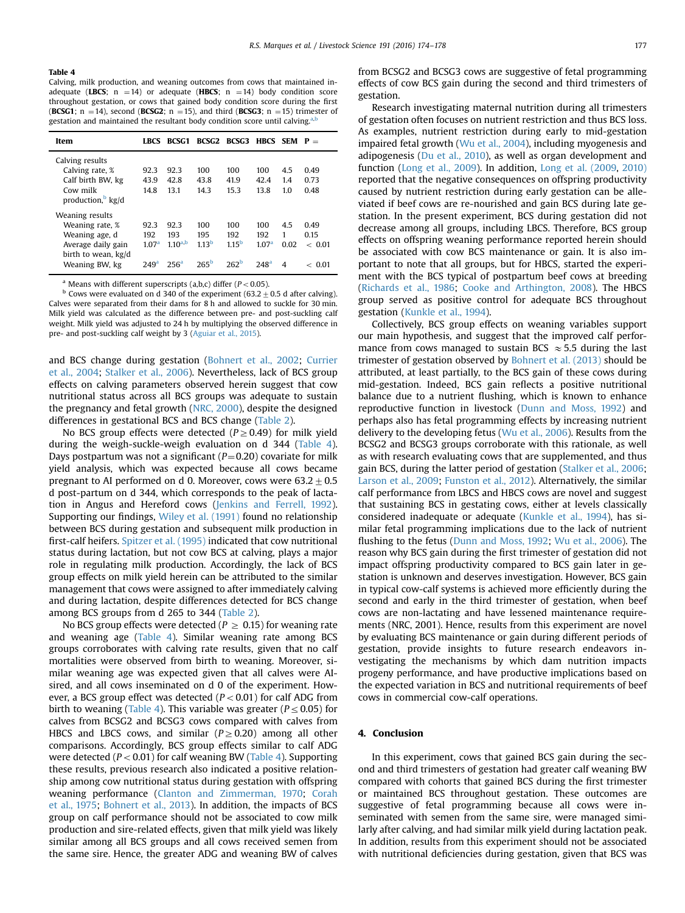**Table 4**
Calving, milk production, and weaning outcomes from cows that maintained inadequate (**LBCS**; n =14) or adequate (**HBCS**; n =14) body condition score throughout gestation, or cows that gained body condition score during the first (**BCSG1**; n =14), second (**BCSG2**; n =15), and third (**BCSG3**; n =15) trimester of gestation and maintained the resultant body condition score until calving.[a,b]

| Item | LBCS | BCSG1 | BCSG2 | BCSG3 | HBCS | SEM | P = |
|---|---|---|---|---|---|---|---|
| Calving results | | | | | | | |
| Calving rate, % | 92.3 | 92.3 | 100 | 100 | 100 | 4.5 | 0.49 |
| Calf birth BW, kg | 43.9 | 42.8 | 43.8 | 41.9 | 42.4 | 1.4 | 0.73 |
| Cow milk production,[b] kg/d | 14.8 | 13.1 | 14.3 | 15.3 | 13.8 | 1.0 | 0.48 |
| Weaning results | | | | | | | |
| Weaning rate, % | 92.3 | 92.3 | 100 | 100 | 100 | 4.5 | 0.49 |
| Weaning age, d | 192 | 193 | 195 | 192 | 192 | 1 | 0.15 |
| Average daily gain birth to wean, kg/d | 1.07[a] | 1.10[a,b] | 1.13[b] | 1.15[b] | 1.07[a] | 0.02 | < 0.01 |
| Weaning BW, kg | 249[a] | 256[a] | 265[b] | 262[b] | 248[a] | 4 | < 0.01 |

[a] Means with different superscripts (a,b,c) differ ($P < 0.05$).
[b] Cows were evaluated on d 340 of the experiment ($63.2 \pm 0.5$ d after calving). Calves were separated from their dams for 8 h and allowed to suckle for 30 min. Milk yield was calculated as the difference between pre- and post-suckling calf weight. Milk yield was adjusted to 24 h by multiplying the observed difference in pre- and post-suckling calf weight by 3 (Aguiar et al., 2015).

and BCS change during gestation (Bohnert et al., 2002; Currier et al., 2004; Stalker et al., 2006). Nevertheless, lack of BCS group effects on calving parameters observed herein suggest that cow nutritional status across all BCS groups was adequate to sustain the pregnancy and fetal growth (NRC, 2000), despite the designed differences in gestational BCS and BCS change (Table 2).

No BCS group effects were detected ($P \geq 0.49$) for milk yield during the weigh-suckle-weigh evaluation on d 344 (Table 4). Days postpartum was not a significant ($P = 0.20$) covariate for milk yield analysis, which was expected because all cows became pregnant to AI performed on d 0. Moreover, cows were $63.2 \pm 0.5$ d post-partum on d 344, which corresponds to the peak of lactation in Angus and Hereford cows (Jenkins and Ferrell, 1992). Supporting our findings, Wiley et al. (1991) found no relationship between BCS during gestation and subsequent milk production in first-calf heifers. Spitzer et al. (1995) indicated that cow nutritional status during lactation, but not cow BCS at calving, plays a major role in regulating milk production. Accordingly, the lack of BCS group effects on milk yield herein can be attributed to the similar management that cows were assigned to after immediately calving and during lactation, despite differences detected for BCS change among BCS groups from d 265 to 344 (Table 2).

No BCS group effects were detected ($P \geq 0.15$) for weaning rate and weaning age (Table 4). Similar weaning rate among BCS groups corroborates with calving rate results, given that no calf mortalities were observed from birth to weaning. Moreover, similar weaning age was expected given that all calves were AI-sired, and all cows inseminated on d 0 of the experiment. However, a BCS group effect was detected ($P < 0.01$) for calf ADG from birth to weaning (Table 4). This variable was greater ($P \leq 0.05$) for calves from BCSG2 and BCSG3 cows compared with calves from HBCS and LBCS cows, and similar ($P \geq 0.20$) among all other comparisons. Accordingly, BCS group effects similar to calf ADG were detected ($P < 0.01$) for calf weaning BW (Table 4). Supporting these results, previous research also indicated a positive relationship among cow nutritional status during gestation with offspring weaning performance (Clanton and Zimmerman, 1970; Corah et al., 1975; Bohnert et al., 2013). In addition, the impacts of BCS group on calf performance should not be associated to cow milk production and sire-related effects, given that milk yield was likely similar among all BCS groups and all cows received semen from the same sire. Hence, the greater ADG and weaning BW of calves from BCSG2 and BCSG3 cows are suggestive of fetal programming effects of cow BCS gain during the second and third trimesters of gestation.

Research investigating maternal nutrition during all trimesters of gestation often focuses on nutrient restriction and thus BCS loss. As examples, nutrient restriction during early to mid-gestation impaired fetal growth (Wu et al., 2004), including myogenesis and adipogenesis (Du et al., 2010), as well as organ development and function (Long et al., 2009). In addition, Long et al. (2009, 2010) reported that the negative consequences on offspring productivity caused by nutrient restriction during early gestation can be alleviated if beef cows are re-nourished and gain BCS during late gestation. In the present experiment, BCS during gestation did not decrease among all groups, including LBCS. Therefore, BCS group effects on offspring weaning performance reported herein should be associated with cow BCS maintenance or gain. It is also important to note that all groups, but for HBCS, started the experiment with the BCS typical of postpartum beef cows at breeding (Richards et al., 1986; Cooke and Arthington, 2008). The HBCS group served as positive control for adequate BCS throughout gestation (Kunkle et al., 1994).

Collectively, BCS group effects on weaning variables support our main hypothesis, and suggest that the improved calf performance from cows managed to sustain BCS $\approx 5.5$ during the last trimester of gestation observed by Bohnert et al. (2013) should be attributed, at least partially, to the BCS gain of these cows during mid-gestation. Indeed, BCS gain reflects a positive nutritional balance due to a nutrient flushing, which is known to enhance reproductive function in livestock (Dunn and Moss, 1992) and perhaps also has fetal programming effects by increasing nutrient delivery to the developing fetus (Wu et al., 2006). Results from the BCSG2 and BCSG3 groups corroborate with this rationale, as well as with research evaluating cows that are supplemented, and thus gain BCS, during the latter period of gestation (Stalker et al., 2006; Larson et al., 2009; Funston et al., 2012). Alternatively, the similar calf performance from LBCS and HBCS cows are novel and suggest that sustaining BCS in gestating cows, either at levels classically considered inadequate or adequate (Kunkle et al., 1994), has similar fetal programming implications due to the lack of nutrient flushing to the fetus (Dunn and Moss, 1992; Wu et al., 2006). The reason why BCS gain during the first trimester of gestation did not impact offspring productivity compared to BCS gain later in gestation is unknown and deserves investigation. However, BCS gain in typical cow-calf systems is achieved more efficiently during the second and early in the third trimester of gestation, when beef cows are non-lactating and have lessened maintenance requirements (NRC, 2001). Hence, results from this experiment are novel by evaluating BCS maintenance or gain during different periods of gestation, provide insights to future research endeavors investigating the mechanisms by which dam nutrition impacts progeny performance, and have productive implications based on the expected variation in BCS and nutritional requirements of beef cows in commercial cow-calf operations.

## 4. Conclusion

In this experiment, cows that gained BCS gain during the second and third trimesters of gestation had greater calf weaning BW compared with cohorts that gained BCS during the first trimester or maintained BCS throughout gestation. These outcomes are suggestive of fetal programming because all cows were inseminated with semen from the same sire, were managed similarly after calving, and had similar milk yield during lactation peak. In addition, results from this experiment should not be associated with nutritional deficiencies during gestation, given that BCS was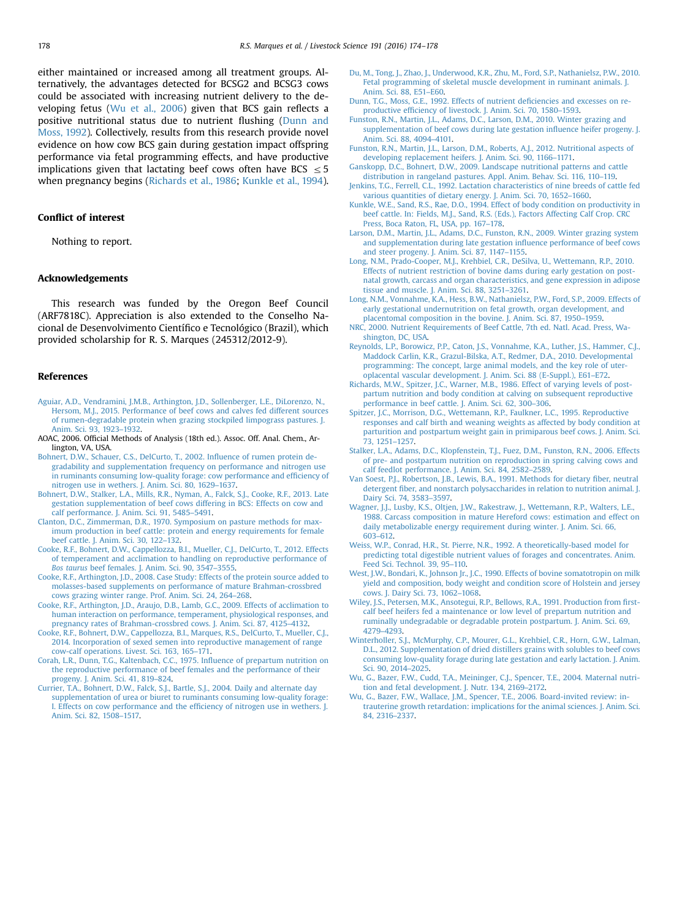either maintained or increased among all treatment groups. Alternatively, the advantages detected for BCSG2 and BCSG3 cows could be associated with increasing nutrient delivery to the developing fetus (Wu et al., 2006) given that BCS gain reflects a positive nutritional status due to nutrient flushing (Dunn and Moss, 1992). Collectively, results from this research provide novel evidence on how cow BCS gain during gestation impact offspring performance via fetal programming effects, and have productive implications given that lactating beef cows often have BCS $\leq 5$ when pregnancy begins (Richards et al., 1986; Kunkle et al., 1994).

## Conflict of interest

Nothing to report.

## Acknowledgements

This research was funded by the Oregon Beef Council (ARF7818C). Appreciation is also extended to the Conselho Nacional de Desenvolvimento Científico e Tecnológico (Brazil), which provided scholarship for R. S. Marques (245312/2012-9).

## References

Aguiar, A.D., Vendramini, J.M.B., Arthington, J.D., Sollenberger, L.E., DiLorenzo, N., Hersom, M.J., 2015. Performance of beef cows and calves fed different sources of rumen-degradable protein when grazing stockpiled limpograss pastures. J. Anim. Sci. 93, 1923–1932.

AOAC, 2006. Official Methods of Analysis (18th ed.). Assoc. Off. Anal. Chem., Arlington, VA, USA.

Bohnert, D.W., Schauer, C.S., DelCurto, T., 2002. Influence of rumen protein degradability and supplementation frequency on performance and nitrogen use in ruminants consuming low-quality forage: cow performance and efficiency of nitrogen use in wethers. J. Anim. Sci. 80, 1629–1637.

Bohnert, D.W., Stalker, L.A., Mills, R.R., Nyman, A., Falck, S.J., Cooke, R.F., 2013. Late gestation supplementation of beef cows differing in BCS: Effects on cow and calf performance. J. Anim. Sci. 91, 5485–5491.

Clanton, D.C., Zimmerman, D.R., 1970. Symposium on pasture methods for maximum production in beef cattle: protein and energy requirements for female beef cattle. J. Anim. Sci. 30, 122–132.

Cooke, R.F., Bohnert, D.W., Cappellozza, B.I., Mueller, C.J., DelCurto, T., 2012. Effects of temperament and acclimation to handling on reproductive performance of *Bos taurus* beef females. J. Anim. Sci. 90, 3547–3555.

Cooke, R.F., Arthington, J.D., 2008. Case Study: Effects of the protein source added to molasses-based supplements on performance of mature Brahman-crossbred cows grazing winter range. Prof. Anim. Sci. 24, 264–268.

Cooke, R.F., Arthington, J.D., Araujo, D.B., Lamb, G.C., 2009. Effects of acclimation to human interaction on performance, temperament, physiological responses, and pregnancy rates of Brahman-crossbred cows. J. Anim. Sci. 87, 4125–4132.

Cooke, R.F., Bohnert, D.W., Cappellozza, B.I., Marques, R.S., DelCurto, T., Mueller, C.J., 2014. Incorporation of sexed semen into reproductive management of range cow-calf operations. Livest. Sci. 163, 165–171.

Corah, L.R., Dunn, T.G., Kaltenbach, C.C., 1975. Influence of prepartum nutrition on the reproductive performance of beef females and the performance of their progeny. J. Anim. Sci. 41, 819–824.

Currier, T.A., Bohnert, D.W., Falck, S.J., Bartle, S.J., 2004. Daily and alternate day supplementation of urea or biuret to ruminants consuming low-quality forage: I. Effects on cow performance and the efficiency of nitrogen use in wethers. J. Anim. Sci. 82, 1508–1517.

Du, M., Tong, J., Zhao, J., Underwood, K.R., Zhu, M., Ford, S.P., Nathanielsz, P.W., 2010. Fetal programming of skeletal muscle development in ruminant animals. J. Anim. Sci. 88, E51–E60.

Dunn, T.G., Moss, G.E., 1992. Effects of nutrient deficiencies and excesses on reproductive efficiency of livestock. J. Anim. Sci. 70, 1580–1593.

Funston, R.N., Martin, J.L., Adams, D.C., Larson, D.M., 2010. Winter grazing and supplementation of beef cows during late gestation influence heifer progeny. J. Anim. Sci. 88, 4094–4101.

Funston, R.N., Martin, J.L., Larson, D.M., Roberts, A.J., 2012. Nutritional aspects of developing replacement heifers. J. Anim. Sci. 90, 1166–1171.

Ganskopp, D.C., Bohnert, D.W., 2009. Landscape nutritional patterns and cattle distribution in rangeland pastures. Appl. Anim. Behav. Sci. 116, 110–119.

Jenkins, T.G., Ferrell, C.L., 1992. Lactation characteristics of nine breeds of cattle fed various quantities of dietary energy. J. Anim. Sci. 70, 1652–1660.

Kunkle, W.E., Sand, R.S., Rae, D.O., 1994. Effect of body condition on productivity in beef cattle. In: Fields, M.J., Sand, R.S. (Eds.), Factors Affecting Calf Crop. CRC Press, Boca Raton, FL, USA, pp. 167–178.

Larson, D.M., Martin, J.L., Adams, D.C., Funston, R.N., 2009. Winter grazing system and supplementation during late gestation influence performance of beef cows and steer progeny. J. Anim. Sci. 87, 1147–1155.

Long, N.M., Prado-Cooper, M.J., Krehbiel, C.R., DeSilva, U., Wettemann, R.P., 2010. Effects of nutrient restriction of bovine dams during early gestation on postnatal growth, carcass and organ characteristics, and gene expression in adipose tissue and muscle. J. Anim. Sci. 88, 3251–3261.

Long, N.M., Vonnahme, K.A., Hess, B.W., Nathanielsz, P.W., Ford, S.P., 2009. Effects of early gestational undernutrition on fetal growth, organ development, and placentomal composition in the bovine. J. Anim. Sci. 87, 1950–1959.

NRC, 2000. Nutrient Requirements of Beef Cattle, 7th ed. Natl. Acad. Press, Washington, DC, USA.

Reynolds, L.P., Borowicz, P.P., Caton, J.S., Vonnahme, K.A., Luther, J.S., Hammer, C.J., Maddock Carlin, K.R., Grazul-Bilska, A.T., Redmer, D.A., 2010. Developmental programming: The concept, large animal models, and the key role of uteroplacental vascular development. J. Anim. Sci. 88 (E-Suppl.), E61–E72.

Richards, M.W., Spitzer, J.C., Warner, M.B., 1986. Effect of varying levels of postpartum nutrition and body condition at calving on subsequent reproductive performance in beef cattle. J. Anim. Sci. 62, 300–306.

Spitzer, J.C., Morrison, D.G., Wettemann, R.P., Faulkner, L.C., 1995. Reproductive responses and calf birth and weaning weights as affected by body condition at parturition and postpartum weight gain in primiparous beef cows. J. Anim. Sci. 73, 1251–1257.

Stalker, L.A., Adams, D.C., Klopfenstein, T.J., Fuez, D.M., Funston, R.N., 2006. Effects of pre- and postpartum nutrition on reproduction in spring calving cows and calf feedlot performance. J. Anim. Sci. 84, 2582–2589.

Van Soest, P.J., Robertson, J.B., Lewis, B.A., 1991. Methods for dietary fiber, neutral detergent fiber, and nonstarch polysaccharides in relation to nutrition animal. J. Dairy Sci. 74, 3583–3597.

Wagner, J.J., Lusby, K.S., Oltjen, J.W., Rakestraw, J., Wettemann, R.P., Walters, L.E., 1988. Carcass composition in mature Hereford cows: estimation and effect on daily metabolizable energy requirement during winter. J. Anim. Sci. 66, 603–612.

Weiss, W.P., Conrad, H.R., St. Pierre, N.R., 1992. A theoretically-based model for predicting total digestible nutrient values of forages and concentrates. Anim. Feed Sci. Technol. 39, 95–110.

West, J.W., Bondari, K., Johnson Jr., J.C., 1990. Effects of bovine somatotropin on milk yield and composition, body weight and condition score of Holstein and jersey cows. J. Dairy Sci. 73, 1062–1068.

Wiley, J.S., Petersen, M.K., Ansotegui, R.P., Bellows, R.A., 1991. Production from first-calf beef heifers fed a maintenance or low level of prepartum nutrition and ruminally undegradable or degradable protein postpartum. J. Anim. Sci. 69, 4279–4293.

Winterholler, S.J., McMurphy, C.P., Mourer, G.L., Krehbiel, C.R., Horn, G.W., Lalman, D.L., 2012. Supplementation of dried distillers grains with solubles to beef cows consuming low-quality forage during late gestation and early lactation. J. Anim. Sci. 90, 2014–2025.

Wu, G., Bazer, F.W., Cudd, T.A., Meininger, C.J., Spencer, T.E., 2004. Maternal nutrition and fetal development. J. Nutr. 134, 2169–2172.

Wu, G., Bazer, F.W., Wallace, J.M., Spencer, T.E., 2006. Board-invited review: intrauterine growth retardation: implications for the animal sciences. J. Anim. Sci. 84, 2316–2337.